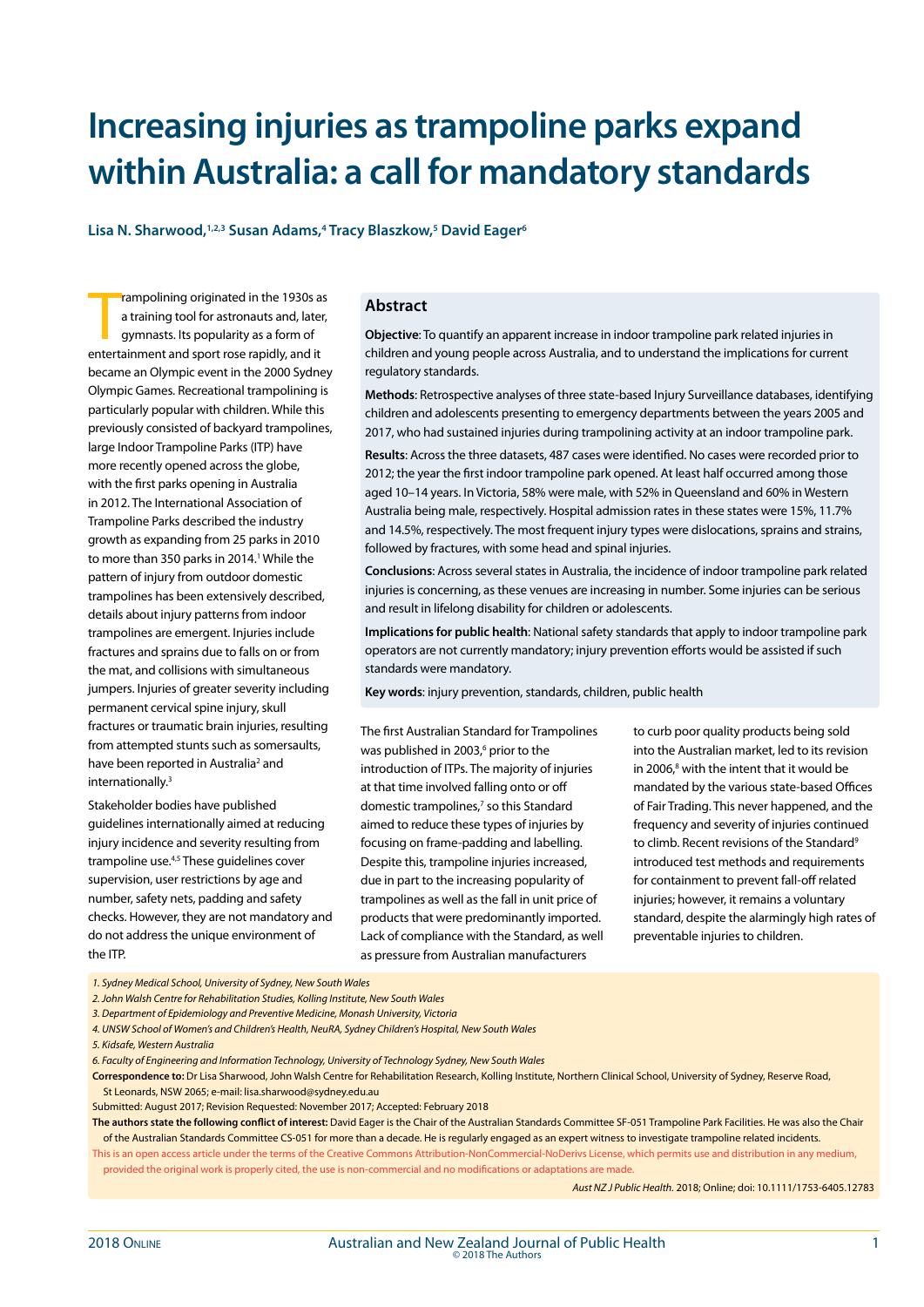# Increasing injuries as trampoline parks expand within Australia: a call for mandatory standards

**Lisa N. Sharwood,[1,2,3] Susan Adams,[4] Tracy Blaszkow,[5] David Eager[6]**

## Abstract

**Objective**: To quantify an apparent increase in indoor trampoline park related injuries in children and young people across Australia, and to understand the implications for current regulatory standards.

**Methods**: Retrospective analyses of three state-based Injury Surveillance databases, identifying children and adolescents presenting to emergency departments between the years 2005 and 2017, who had sustained injuries during trampolining activity at an indoor trampoline park.

**Results**: Across the three datasets, 487 cases were identified. No cases were recorded prior to 2012; the year the first indoor trampoline park opened. At least half occurred among those aged 10–14 years. In Victoria, 58% were male, with 52% in Queensland and 60% in Western Australia being male, respectively. Hospital admission rates in these states were 15%, 11.7% and 14.5%, respectively. The most frequent injury types were dislocations, sprains and strains, followed by fractures, with some head and spinal injuries.

**Conclusions**: Across several states in Australia, the incidence of indoor trampoline park related injuries is concerning, as these venues are increasing in number. Some injuries can be serious and result in lifelong disability for children or adolescents.

**Implications for public health**: National safety standards that apply to indoor trampoline park operators are not currently mandatory; injury prevention efforts would be assisted if such standards were mandatory.

**Key words**: injury prevention, standards, children, public health

Trampolining originated in the 1930s as a training tool for astronauts and, later, gymnasts. Its popularity as a form of entertainment and sport rose rapidly, and it became an Olympic event in the 2000 Sydney Olympic Games. Recreational trampolining is particularly popular with children. While this previously consisted of backyard trampolines, large Indoor Trampoline Parks (ITP) have more recently opened across the globe, with the first parks opening in Australia in 2012. The International Association of Trampoline Parks described the industry growth as expanding from 25 parks in 2010 to more than 350 parks in 2014.[1] While the pattern of injury from outdoor domestic trampolines has been extensively described, details about injury patterns from indoor trampolines are emergent. Injuries include fractures and sprains due to falls on or from the mat, and collisions with simultaneous jumpers. Injuries of greater severity including permanent cervical spine injury, skull fractures or traumatic brain injuries, resulting from attempted stunts such as somersaults, have been reported in Australia[2] and internationally.[3]

Stakeholder bodies have published guidelines internationally aimed at reducing injury incidence and severity resulting from trampoline use.[4,5] These guidelines cover supervision, user restrictions by age and number, safety nets, padding and safety checks. However, they are not mandatory and do not address the unique environment of the ITP.

The first Australian Standard for Trampolines was published in 2003,[6] prior to the introduction of ITPs. The majority of injuries at that time involved falling onto or off domestic trampolines,[7] so this Standard aimed to reduce these types of injuries by focusing on frame-padding and labelling. Despite this, trampoline injuries increased, due in part to the increasing popularity of trampolines as well as the fall in unit price of products that were predominantly imported. Lack of compliance with the Standard, as well as pressure from Australian manufacturers to curb poor quality products being sold into the Australian market, led to its revision in 2006,[8] with the intent that it would be mandated by the various state-based Offices of Fair Trading. This never happened, and the frequency and severity of injuries continued to climb. Recent revisions of the Standard[9] introduced test methods and requirements for containment to prevent fall-off related injuries; however, it remains a voluntary standard, despite the alarmingly high rates of preventable injuries to children.

*1. Sydney Medical School, University of Sydney, New South Wales*
*2. John Walsh Centre for Rehabilitation Studies, Kolling Institute, New South Wales*
*3. Department of Epidemiology and Preventive Medicine, Monash University, Victoria*
*4. UNSW School of Women's and Children's Health, NeuRA, Sydney Children's Hospital, New South Wales*
*5. Kidsafe, Western Australia*
*6. Faculty of Engineering and Information Technology, University of Technology Sydney, New South Wales*

**Correspondence to:** Dr Lisa Sharwood, John Walsh Centre for Rehabilitation Research, Kolling Institute, Northern Clinical School, University of Sydney, Reserve Road, St Leonards, NSW 2065; e-mail: lisa.sharwood@sydney.edu.au

Submitted: August 2017; Revision Requested: November 2017; Accepted: February 2018

**The authors state the following conflict of interest:** David Eager is the Chair of the Australian Standards Committee SF-051 Trampoline Park Facilities. He was also the Chair of the Australian Standards Committee CS-051 for more than a decade. He is regularly engaged as an expert witness to investigate trampoline related incidents.

This is an open access article under the terms of the Creative Commons Attribution-NonCommercial-NoDerivs License, which permits use and distribution in any medium, provided the original work is properly cited, the use is non-commercial and no modifications or adaptations are made.

*Aust NZ J Public Health.* 2018; Online; doi: 10.1111/1753-6405.12783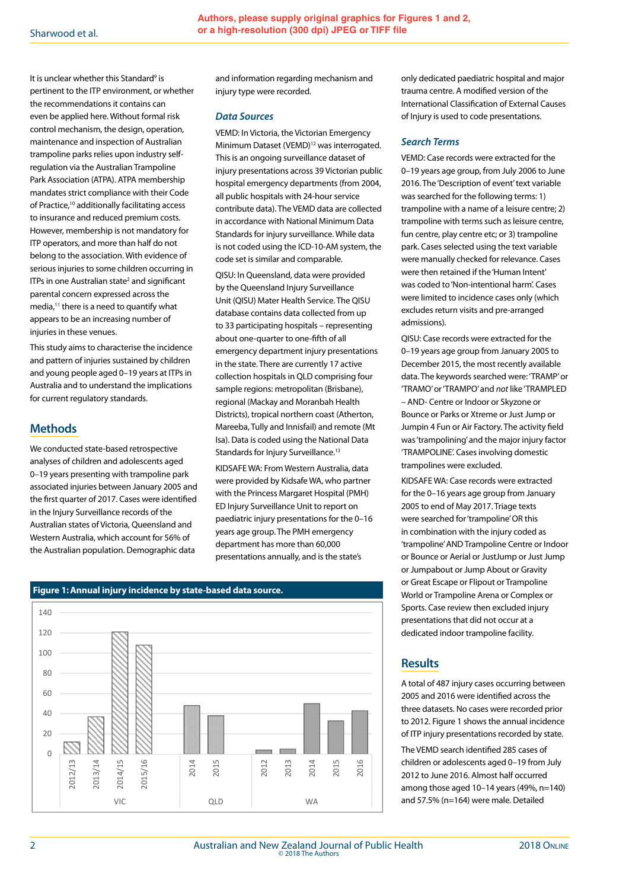Authors, please supply original graphics for Figures 1 and 2, or a high-resolution (300 dpi) JPEG or TIFF file

It is unclear whether this Standard[9] is pertinent to the ITP environment, or whether the recommendations it contains can even be applied here. Without formal risk control mechanism, the design, operation, maintenance and inspection of Australian trampoline parks relies upon industry self-regulation via the Australian Trampoline Park Association (ATPA). ATPA membership mandates strict compliance with their Code of Practice,[10] additionally facilitating access to insurance and reduced premium costs. However, membership is not mandatory for ITP operators, and more than half do not belong to the association. With evidence of serious injuries to some children occurring in ITPs in one Australian state[2] and significant parental concern expressed across the media,[11] there is a need to quantify what appears to be an increasing number of injuries in these venues.

This study aims to characterise the incidence and pattern of injuries sustained by children and young people aged 0–19 years at ITPs in Australia and to understand the implications for current regulatory standards.

## Methods

We conducted state-based retrospective analyses of children and adolescents aged 0–19 years presenting with trampoline park associated injuries between January 2005 and the first quarter of 2017. Cases were identified in the Injury Surveillance records of the Australian states of Victoria, Queensland and Western Australia, which account for 56% of the Australian population. Demographic data and information regarding mechanism and injury type were recorded.

### *Data Sources*

VEMD: In Victoria, the Victorian Emergency Minimum Dataset (VEMD)[12] was interrogated. This is an ongoing surveillance dataset of injury presentations across 39 Victorian public hospital emergency departments (from 2004, all public hospitals with 24-hour service contribute data). The VEMD data are collected in accordance with National Minimum Data Standards for injury surveillance. While data is not coded using the ICD-10-AM system, the code set is similar and comparable.

QISU: In Queensland, data were provided by the Queensland Injury Surveillance Unit (QISU) Mater Health Service. The QISU database contains data collected from up to 33 participating hospitals – representing about one-quarter to one-fifth of all emergency department injury presentations in the state. There are currently 17 active collection hospitals in QLD comprising four sample regions: metropolitan (Brisbane), regional (Mackay and Moranbah Health Districts), tropical northern coast (Atherton, Mareeba, Tully and Innisfail) and remote (Mt Isa). Data is coded using the National Data Standards for Injury Surveillance.[13]

KIDSAFE WA: From Western Australia, data were provided by Kidsafe WA, who partner with the Princess Margaret Hospital (PMH) ED Injury Surveillance Unit to report on paediatric injury presentations for the 0–16 years age group. The PMH emergency department has more than 60,000 presentations annually, and is the state's only dedicated paediatric hospital and major trauma centre. A modified version of the International Classification of External Causes of Injury is used to code presentations.

### *Search Terms*

VEMD: Case records were extracted for the 0–19 years age group, from July 2006 to June 2016. The 'Description of event' text variable was searched for the following terms: 1) trampoline with a name of a leisure centre; 2) trampoline with terms such as leisure centre, fun centre, play centre etc; or 3) trampoline park. Cases selected using the text variable were manually checked for relevance. Cases were then retained if the 'Human Intent' was coded to 'Non-intentional harm'. Cases were limited to incidence cases only (which excludes return visits and pre-arranged admissions).

QISU: Case records were extracted for the 0–19 years age group from January 2005 to December 2015, the most recently available data. The keywords searched were: 'TRAMP' or 'TRAMO' or 'TRAMPO' and *not* like 'TRAMPLED – AND- Centre or Indoor or Skyzone or Bounce or Parks or Xtreme or Just Jump or Jumpin 4 Fun or Air Factory. The activity field was 'trampolining' and the major injury factor 'TRAMPOLINE'. Cases involving domestic trampolines were excluded.

KIDSAFE WA: Case records were extracted for the 0–16 years age group from January 2005 to end of May 2017. Triage texts were searched for 'trampoline' OR this in combination with the injury coded as 'trampoline' AND Trampoline Centre or Indoor or Bounce or Aerial or JustJump or Just Jump or Jumpabout or Jump About or Gravity or Great Escape or Flipout or Trampoline World or Trampoline Arena or Complex or Sports. Case review then excluded injury presentations that did not occur at a dedicated indoor trampoline facility.

**Figure 1: Annual injury incidence by state-based data source.**

## Results

A total of 487 injury cases occurring between 2005 and 2016 were identified across the three datasets. No cases were recorded prior to 2012. Figure 1 shows the annual incidence of ITP injury presentations recorded by state.

The VEMD search identified 285 cases of children or adolescents aged 0–19 from July 2012 to June 2016. Almost half occurred among those aged 10–14 years (49%, n=140) and 57.5% (n=164) were male. Detailed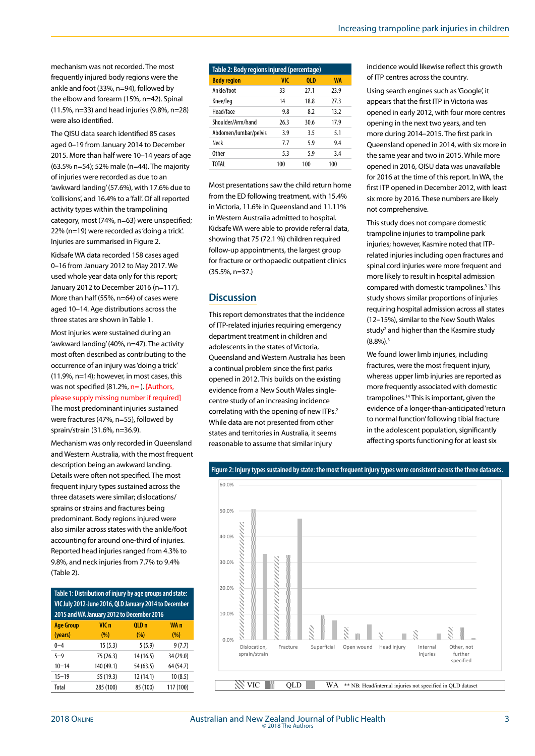mechanism was not recorded. The most frequently injured body regions were the ankle and foot (33%, n=94), followed by the elbow and forearm (15%, n=42). Spinal (11.5%, n=33) and head injuries (9.8%, n=28) were also identified.

The QISU data search identified 85 cases aged 0–19 from January 2014 to December 2015. More than half were 10–14 years of age (63.5% n=54); 52% male (n=44). The majority of injuries were recorded as due to an 'awkward landing' (57.6%), with 17.6% due to 'collisions', and 16.4% to a 'fall'. Of all reported activity types within the trampolining category, most (74%, n=63) were unspecified; 22% (n=19) were recorded as 'doing a trick'. Injuries are summarised in Figure 2.

Kidsafe WA data recorded 158 cases aged 0–16 from January 2012 to May 2017. We used whole year data only for this report; January 2012 to December 2016 (n=117). More than half (55%, n=64) of cases were aged 10–14. Age distributions across the three states are shown in Table 1.

Most injuries were sustained during an 'awkward landing' (40%, n=47). The activity most often described as contributing to the occurrence of an injury was 'doing a trick' (11.9%, n=14); however, in most cases, this was not specified (81.2%, n= ). [Authors, please supply missing number if required] The most predominant injuries sustained were fractures (47%, n=55), followed by sprain/strain (31.6%, n=36.9).

Mechanism was only recorded in Queensland and Western Australia, with the most frequent description being an awkward landing. Details were often not specified. The most frequent injury types sustained across the three datasets were similar; dislocations/sprains or strains and fractures being predominant. Body regions injured were also similar across states with the ankle/foot accounting for around one-third of injuries. Reported head injuries ranged from 4.3% to 9.8%, and neck injuries from 7.7% to 9.4% (Table 2).

**Table 1: Distribution of injury by age groups and state: VIC July 2012-June 2016, QLD January 2014 to December 2015 and WA January 2012 to December 2016**

| Age Group (years) | VIC n (%) | QLD n (%) | WA n (%) |
|---|---|---|---|
| 0–4 | 15 (5.3) | 5 (5.9) | 9 (7.7) |
| 5–9 | 75 (26.3) | 14 (16.5) | 34 (29.0) |
| 10–14 | 140 (49.1) | 54 (63.5) | 64 (54.7) |
| 15–19 | 55 (19.3) | 12 (14.1) | 10 (8.5) |
| Total | 285 (100) | 85 (100) | 117 (100) |

**Table 2: Body regions injured (percentage)**

| Body region | VIC | QLD | WA |
|---|---|---|---|
| Ankle/foot | 33 | 27.1 | 23.9 |
| Knee/leg | 14 | 18.8 | 27.3 |
| Head/face | 9.8 | 8.2 | 13.2 |
| Shoulder/Arm/hand | 26.3 | 30.6 | 17.9 |
| Abdomen/lumbar/pelvis | 3.9 | 3.5 | 5.1 |
| Neck | 7.7 | 5.9 | 9.4 |
| Other | 5.3 | 5.9 | 3.4 |
| TOTAL | 100 | 100 | 100 |

Most presentations saw the child return home from the ED following treatment, with 15.4% in Victoria, 11.6% in Queensland and 11.11% in Western Australia admitted to hospital. Kidsafe WA were able to provide referral data, showing that 75 (72.1 %) children required follow-up appointments, the largest group for fracture or orthopaedic outpatient clinics (35.5%, n=37.)

## Discussion

This report demonstrates that the incidence of ITP-related injuries requiring emergency department treatment in children and adolescents in the states of Victoria, Queensland and Western Australia has been a continual problem since the first parks opened in 2012. This builds on the existing evidence from a New South Wales single-centre study of an increasing incidence correlating with the opening of new ITPs.[2] While data are not presented from other states and territories in Australia, it seems reasonable to assume that similar injury incidence would likewise reflect this growth of ITP centres across the country.

Using search engines such as 'Google', it appears that the first ITP in Victoria was opened in early 2012, with four more centres opening in the next two years, and ten more during 2014–2015. The first park in Queensland opened in 2014, with six more in the same year and two in 2015. While more opened in 2016, QISU data was unavailable for 2016 at the time of this report. In WA, the first ITP opened in December 2012, with least six more by 2016. These numbers are likely not comprehensive.

This study does not compare domestic trampoline injuries to trampoline park injuries; however, Kasmire noted that ITP-related injuries including open fractures and spinal cord injuries were more frequent and more likely to result in hospital admission compared with domestic trampolines.[3] This study shows similar proportions of injuries requiring hospital admission across all states (12–15%), similar to the New South Wales study[2] and higher than the Kasmire study (8.8%).[3]

We found lower limb injuries, including fractures, were the most frequent injury, whereas upper limb injuries are reported as more frequently associated with domestic trampolines.[14] This is important, given the evidence of a longer-than-anticipated 'return to normal function' following tibial fracture in the adolescent population, significantly affecting sports functioning for at least six

**Figure 2: Injury types sustained by state: the most frequent injury types were consistent across the three datasets.**

Legend: VIC, QLD, WA. ** NB: Head/internal injuries not specified in QLD dataset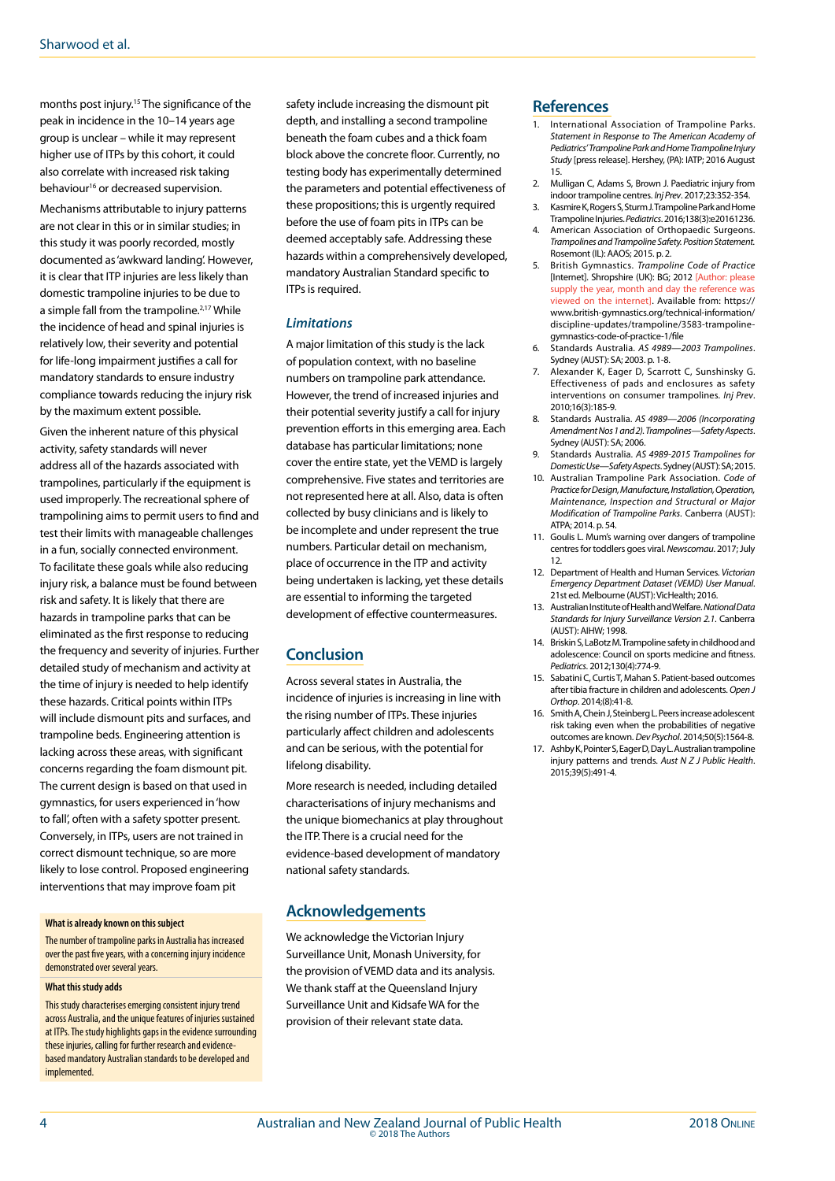months post injury.[15] The significance of the peak in incidence in the 10–14 years age group is unclear – while it may represent higher use of ITPs by this cohort, it could also correlate with increased risk taking behaviour[16] or decreased supervision.

Mechanisms attributable to injury patterns are not clear in this or in similar studies; in this study it was poorly recorded, mostly documented as 'awkward landing'. However, it is clear that ITP injuries are less likely than domestic trampoline injuries to be due to a simple fall from the trampoline.[2,17] While the incidence of head and spinal injuries is relatively low, their severity and potential for life-long impairment justifies a call for mandatory standards to ensure industry compliance towards reducing the injury risk by the maximum extent possible.

Given the inherent nature of this physical activity, safety standards will never address all of the hazards associated with trampolines, particularly if the equipment is used improperly. The recreational sphere of trampolining aims to permit users to find and test their limits with manageable challenges in a fun, socially connected environment. To facilitate these goals while also reducing injury risk, a balance must be found between risk and safety. It is likely that there are hazards in trampoline parks that can be eliminated as the first response to reducing the frequency and severity of injuries. Further detailed study of mechanism and activity at the time of injury is needed to help identify these hazards. Critical points within ITPs will include dismount pits and surfaces, and trampoline beds. Engineering attention is lacking across these areas, with significant concerns regarding the foam dismount pit. The current design is based on that used in gymnastics, for users experienced in 'how to fall', often with a safety spotter present. Conversely, in ITPs, users are not trained in correct dismount technique, so are more likely to lose control. Proposed engineering interventions that may improve foam pit safety include increasing the dismount pit depth, and installing a second trampoline beneath the foam cubes and a thick foam block above the concrete floor. Currently, no testing body has experimentally determined the parameters and potential effectiveness of these propositions; this is urgently required before the use of foam pits in ITPs can be deemed acceptably safe. Addressing these hazards within a comprehensively developed, mandatory Australian Standard specific to ITPs is required.

### *Limitations*

A major limitation of this study is the lack of population context, with no baseline numbers on trampoline park attendance. However, the trend of increased injuries and their potential severity justify a call for injury prevention efforts in this emerging area. Each database has particular limitations; none cover the entire state, yet the VEMD is largely comprehensive. Five states and territories are not represented here at all. Also, data is often collected by busy clinicians and is likely to be incomplete and under represent the true numbers. Particular detail on mechanism, place of occurrence in the ITP and activity being undertaken is lacking, yet these details are essential to informing the targeted development of effective countermeasures.

**What is already known on this subject**

The number of trampoline parks in Australia has increased over the past five years, with a concerning injury incidence demonstrated over several years.

**What this study adds**

This study characterises emerging consistent injury trend across Australia, and the unique features of injuries sustained at ITPs. The study highlights gaps in the evidence surrounding these injuries, calling for further research and evidence-based mandatory Australian standards to be developed and implemented.

## Conclusion

Across several states in Australia, the incidence of injuries is increasing in line with the rising number of ITPs. These injuries particularly affect children and adolescents and can be serious, with the potential for lifelong disability.

More research is needed, including detailed characterisations of injury mechanisms and the unique biomechanics at play throughout the ITP. There is a crucial need for the evidence-based development of mandatory national safety standards.

## Acknowledgements

We acknowledge the Victorian Injury Surveillance Unit, Monash University, for the provision of VEMD data and its analysis. We thank staff at the Queensland Injury Surveillance Unit and Kidsafe WA for the provision of their relevant state data.

## References

1. International Association of Trampoline Parks. *Statement in Response to The American Academy of Pediatrics' Trampoline Park and Home Trampoline Injury Study* [press release]. Hershey, (PA): IATP; 2016 August 15.
2. Mulligan C, Adams S, Brown J. Paediatric injury from indoor trampoline centres. *Inj Prev*. 2017;23:352-354.
3. Kasmire K, Rogers S, Sturm J. Trampoline Park and Home Trampoline Injuries. *Pediatrics*. 2016;138(3):e20161236.
4. American Association of Orthopaedic Surgeons. *Trampolines and Trampoline Safety. Position Statement*. Rosemont (IL): AAOS; 2015. p. 2.
5. British Gymnastics. *Trampoline Code of Practice* [Internet]. Shropshire (UK): BG; 2012 [Author: please supply the year, month and day the reference was viewed on the internet]. Available from: https://www.british-gymnastics.org/technical-information/discipline-updates/trampoline/3583-trampoline-gymnastics-code-of-practice-1/file
6. Standards Australia. *AS 4989—2003 Trampolines*. Sydney (AUST): SA; 2003. p. 1-8.
7. Alexander K, Eager D, Scarrott C, Sunshinsky G. Effectiveness of pads and enclosures as safety interventions on consumer trampolines. *Inj Prev*. 2010;16(3):185-9.
8. Standards Australia. *AS 4989—2006 (Incorporating Amendment Nos 1 and 2). Trampolines—Safety Aspects*. Sydney (AUST): SA; 2006.
9. Standards Australia. *AS 4989-2015 Trampolines for Domestic Use—Safety Aspects*. Sydney (AUST): SA; 2015.
10. Australian Trampoline Park Association. *Code of Practice for Design, Manufacture, Installation, Operation, Maintenance, Inspection and Structural or Major Modification of Trampoline Parks*. Canberra (AUST): ATPA; 2014. p. 54.
11. Goulis L. Mum's warning over dangers of trampoline centres for toddlers goes viral. *Newscomau*. 2017; July 12.
12. Department of Health and Human Services. *Victorian Emergency Department Dataset (VEMD) User Manual*. 21st ed. Melbourne (AUST): VicHealth; 2016.
13. Australian Institute of Health and Welfare. *National Data Standards for Injury Surveillance Version 2.1*. Canberra (AUST): AIHW; 1998.
14. Briskin S, LaBotz M. Trampoline safety in childhood and adolescence: Council on sports medicine and fitness. *Pediatrics*. 2012;130(4):774-9.
15. Sabatini C, Curtis T, Mahan S. Patient-based outcomes after tibia fracture in children and adolescents. *Open J Orthop*. 2014;(8):41-8.
16. Smith A, Chein J, Steinberg L. Peers increase adolescent risk taking even when the probabilities of negative outcomes are known. *Dev Psychol*. 2014;50(5):1564-8.
17. Ashby K, Pointer S, Eager D, Day L. Australian trampoline injury patterns and trends. *Aust N Z J Public Health*. 2015;39(5):491-4.